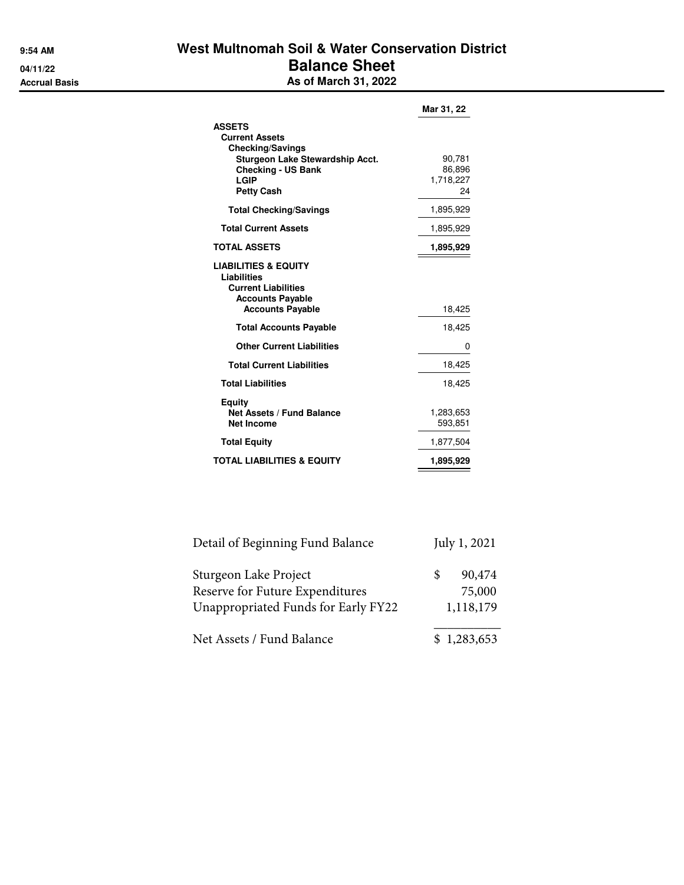9:54 AM

04/11/22

Accrual Basis

# West Multnomah Soil & Water Conservation District
## Balance Sheet
### As of March 31, 2022

| | Mar 31, 22 |
|---|---|
| **ASSETS** | |
| **Current Assets** | |
| **Checking/Savings** | |
| **Sturgeon Lake Stewardship Acct.** | 90,781 |
| **Checking - US Bank** | 86,896 |
| **LGIP** | 1,718,227 |
| **Petty Cash** | 24 |
| **Total Checking/Savings** | 1,895,929 |
| **Total Current Assets** | 1,895,929 |
| **TOTAL ASSETS** | **1,895,929** |
| **LIABILITIES & EQUITY** | |
| **Liabilities** | |
| **Current Liabilities** | |
| **Accounts Payable** | |
| **Accounts Payable** | 18,425 |
| **Total Accounts Payable** | 18,425 |
| **Other Current Liabilities** | 0 |
| **Total Current Liabilities** | 18,425 |
| **Total Liabilities** | 18,425 |
| **Equity** | |
| **Net Assets / Fund Balance** | 1,283,653 |
| **Net Income** | 593,851 |
| **Total Equity** | 1,877,504 |
| **TOTAL LIABILITIES & EQUITY** | **1,895,929** |

| Detail of Beginning Fund Balance | July 1, 2021 |
|---|---|
| Sturgeon Lake Project | $ 90,474 |
| Reserve for Future Expenditures | 75,000 |
| Unappropriated Funds for Early FY22 | 1,118,179 |
| Net Assets / Fund Balance | $ 1,283,653 |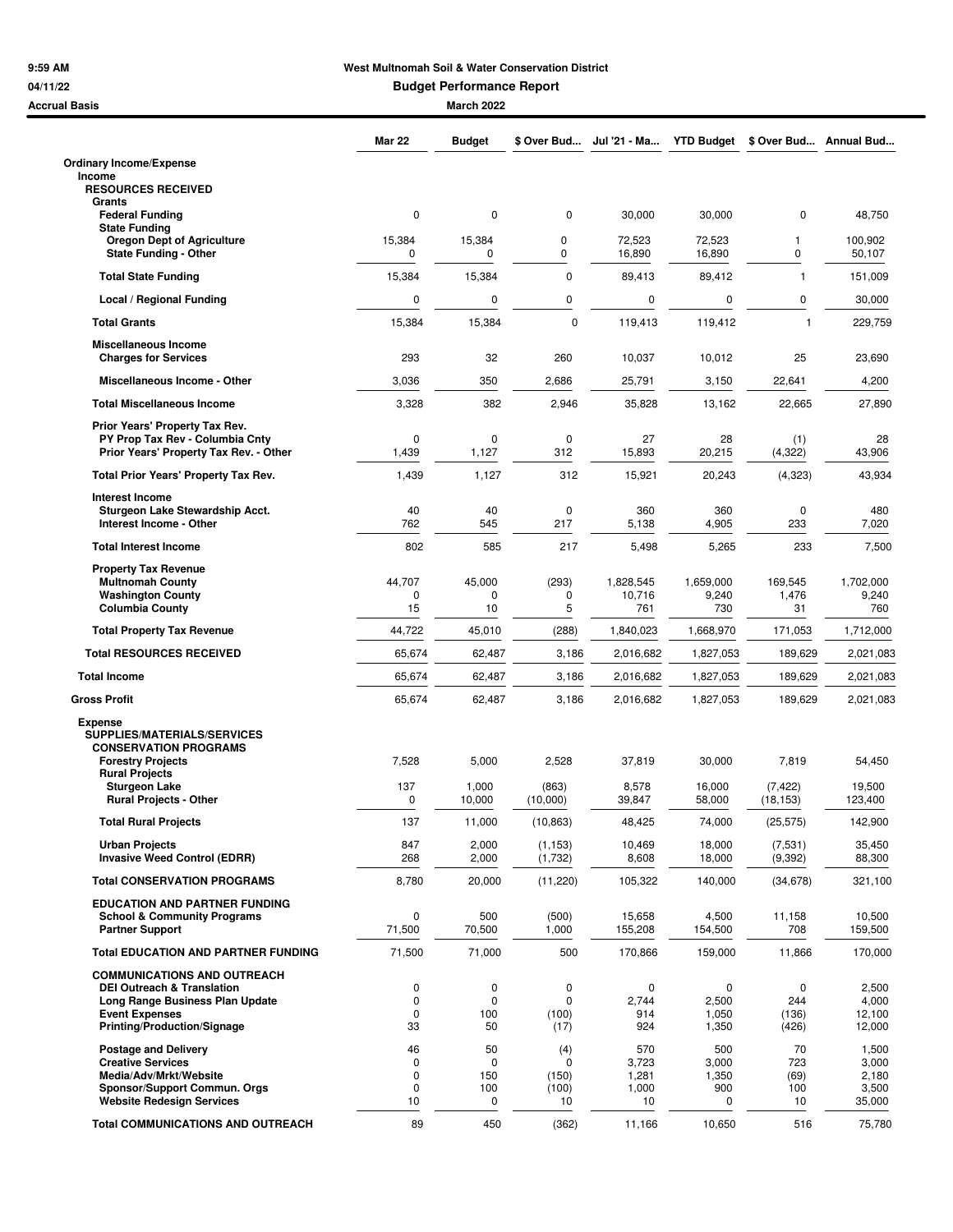**West Multnomah Soil & Water Conservation District**

**Budget Performance Report**

**March 2022**

9:59 AM
04/11/22
Accrual Basis

| | Mar 22 | Budget | $ Over Bud... | Jul '21 - Ma... | YTD Budget | $ Over Bud... | Annual Bud... |
|---|---|---|---|---|---|---|---|
| **Ordinary Income/Expense** | | | | | | | |
| **Income** | | | | | | | |
| **RESOURCES RECEIVED** | | | | | | | |
| **Grants** | | | | | | | |
| **Federal Funding** | 0 | 0 | 0 | 30,000 | 30,000 | 0 | 48,750 |
| **State Funding** | | | | | | | |
| **Oregon Dept of Agriculture** | 15,384 | 15,384 | 0 | 72,523 | 72,523 | 1 | 100,902 |
| **State Funding - Other** | 0 | 0 | 0 | 16,890 | 16,890 | 0 | 50,107 |
| **Total State Funding** | 15,384 | 15,384 | 0 | 89,413 | 89,412 | 1 | 151,009 |
| **Local / Regional Funding** | 0 | 0 | 0 | 0 | 0 | 0 | 30,000 |
| **Total Grants** | 15,384 | 15,384 | 0 | 119,413 | 119,412 | 1 | 229,759 |
| **Miscellaneous Income** | | | | | | | |
| **Charges for Services** | 293 | 32 | 260 | 10,037 | 10,012 | 25 | 23,690 |
| **Miscellaneous Income - Other** | 3,036 | 350 | 2,686 | 25,791 | 3,150 | 22,641 | 4,200 |
| **Total Miscellaneous Income** | 3,328 | 382 | 2,946 | 35,828 | 13,162 | 22,665 | 27,890 |
| **Prior Years' Property Tax Rev.** | | | | | | | |
| **PY Prop Tax Rev - Columbia Cnty** | 0 | 0 | 0 | 27 | 28 | (1) | 28 |
| **Prior Years' Property Tax Rev. - Other** | 1,439 | 1,127 | 312 | 15,893 | 20,215 | (4,322) | 43,906 |
| **Total Prior Years' Property Tax Rev.** | 1,439 | 1,127 | 312 | 15,921 | 20,243 | (4,323) | 43,934 |
| **Interest Income** | | | | | | | |
| **Sturgeon Lake Stewardship Acct.** | 40 | 40 | 0 | 360 | 360 | 0 | 480 |
| **Interest Income - Other** | 762 | 545 | 217 | 5,138 | 4,905 | 233 | 7,020 |
| **Total Interest Income** | 802 | 585 | 217 | 5,498 | 5,265 | 233 | 7,500 |
| **Property Tax Revenue** | | | | | | | |
| **Multnomah County** | 44,707 | 45,000 | (293) | 1,828,545 | 1,659,000 | 169,545 | 1,702,000 |
| **Washington County** | 0 | 0 | 0 | 10,716 | 9,240 | 1,476 | 9,240 |
| **Columbia County** | 15 | 10 | 5 | 761 | 730 | 31 | 760 |
| **Total Property Tax Revenue** | 44,722 | 45,010 | (288) | 1,840,023 | 1,668,970 | 171,053 | 1,712,000 |
| **Total RESOURCES RECEIVED** | 65,674 | 62,487 | 3,186 | 2,016,682 | 1,827,053 | 189,629 | 2,021,083 |
| **Total Income** | 65,674 | 62,487 | 3,186 | 2,016,682 | 1,827,053 | 189,629 | 2,021,083 |
| **Gross Profit** | 65,674 | 62,487 | 3,186 | 2,016,682 | 1,827,053 | 189,629 | 2,021,083 |
| **Expense** | | | | | | | |
| **SUPPLIES/MATERIALS/SERVICES** | | | | | | | |
| **CONSERVATION PROGRAMS** | | | | | | | |
| **Forestry Projects** | 7,528 | 5,000 | 2,528 | 37,819 | 30,000 | 7,819 | 54,450 |
| **Rural Projects** | | | | | | | |
| **Sturgeon Lake** | 137 | 1,000 | (863) | 8,578 | 16,000 | (7,422) | 19,500 |
| **Rural Projects - Other** | 0 | 10,000 | (10,000) | 39,847 | 58,000 | (18,153) | 123,400 |
| **Total Rural Projects** | 137 | 11,000 | (10,863) | 48,425 | 74,000 | (25,575) | 142,900 |
| **Urban Projects** | 847 | 2,000 | (1,153) | 10,469 | 18,000 | (7,531) | 35,450 |
| **Invasive Weed Control (EDRR)** | 268 | 2,000 | (1,732) | 8,608 | 18,000 | (9,392) | 88,300 |
| **Total CONSERVATION PROGRAMS** | 8,780 | 20,000 | (11,220) | 105,322 | 140,000 | (34,678) | 321,100 |
| **EDUCATION AND PARTNER FUNDING** | | | | | | | |
| **School & Community Programs** | 0 | 500 | (500) | 15,658 | 4,500 | 11,158 | 10,500 |
| **Partner Support** | 71,500 | 70,500 | 1,000 | 155,208 | 154,500 | 708 | 159,500 |
| **Total EDUCATION AND PARTNER FUNDING** | 71,500 | 71,000 | 500 | 170,866 | 159,000 | 11,866 | 170,000 |
| **COMMUNICATIONS AND OUTREACH** | | | | | | | |
| **DEI Outreach & Translation** | 0 | 0 | 0 | 0 | 0 | 0 | 2,500 |
| **Long Range Business Plan Update** | 0 | 0 | 0 | 2,744 | 2,500 | 244 | 4,000 |
| **Event Expenses** | 0 | 100 | (100) | 914 | 1,050 | (136) | 12,100 |
| **Printing/Production/Signage** | 33 | 50 | (17) | 924 | 1,350 | (426) | 12,000 |
| **Postage and Delivery** | 46 | 50 | (4) | 570 | 500 | 70 | 1,500 |
| **Creative Services** | 0 | 0 | 0 | 3,723 | 3,000 | 723 | 3,000 |
| **Media/Adv/Mrkt/Website** | 0 | 150 | (150) | 1,281 | 1,350 | (69) | 2,180 |
| **Sponsor/Support Commun. Orgs** | 0 | 100 | (100) | 1,000 | 900 | 100 | 3,500 |
| **Website Redesign Services** | 10 | 0 | 10 | 10 | 0 | 10 | 35,000 |
| **Total COMMUNICATIONS AND OUTREACH** | 89 | 450 | (362) | 11,166 | 10,650 | 516 | 75,780 |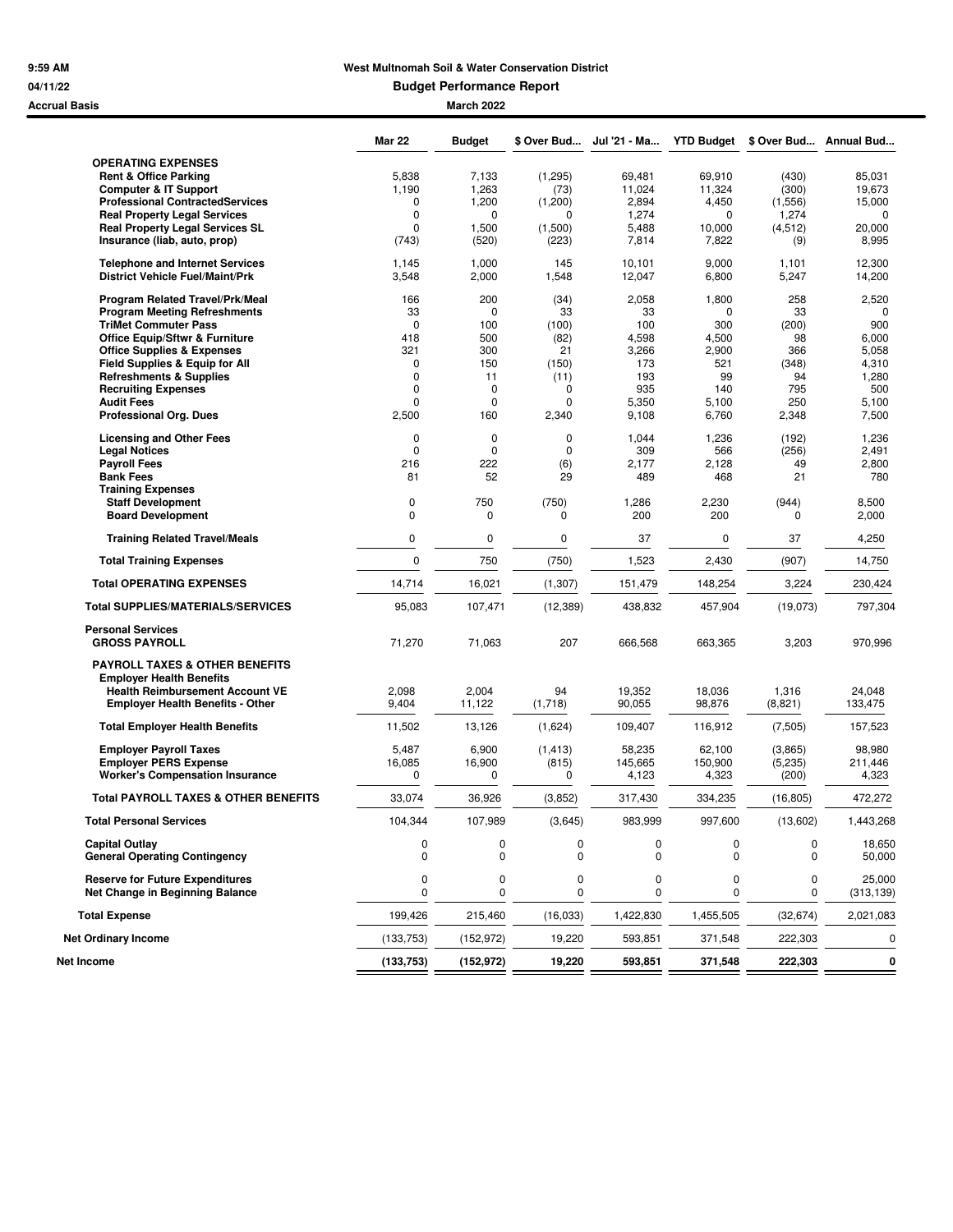# West Multnomah Soil & Water Conservation District

## Budget Performance Report

**March 2022**

9:59 AM
04/11/22
Accrual Basis

| | Mar 22 | Budget | $ Over Bud... | Jul '21 - Ma... | YTD Budget | $ Over Bud... | Annual Bud... |
|---|---|---|---|---|---|---|---|
| **OPERATING EXPENSES** | | | | | | | |
| **Rent & Office Parking** | 5,838 | 7,133 | (1,295) | 69,481 | 69,910 | (430) | 85,031 |
| **Computer & IT Support** | 1,190 | 1,263 | (73) | 11,024 | 11,324 | (300) | 19,673 |
| **Professional ContractedServices** | 0 | 1,200 | (1,200) | 2,894 | 4,450 | (1,556) | 15,000 |
| **Real Property Legal Services** | 0 | 0 | 0 | 1,274 | 0 | 1,274 | 0 |
| **Real Property Legal Services SL** | 0 | 1,500 | (1,500) | 5,488 | 10,000 | (4,512) | 20,000 |
| **Insurance (liab, auto, prop)** | (743) | (520) | (223) | 7,814 | 7,822 | (9) | 8,995 |
| **Telephone and Internet Services** | 1,145 | 1,000 | 145 | 10,101 | 9,000 | 1,101 | 12,300 |
| **District Vehicle Fuel/Maint/Prk** | 3,548 | 2,000 | 1,548 | 12,047 | 6,800 | 5,247 | 14,200 |
| **Program Related Travel/Prk/Meal** | 166 | 200 | (34) | 2,058 | 1,800 | 258 | 2,520 |
| **Program Meeting Refreshments** | 33 | 0 | 33 | 33 | 0 | 33 | 0 |
| **TriMet Commuter Pass** | 0 | 100 | (100) | 100 | 300 | (200) | 900 |
| **Office Equip/Sftwr & Furniture** | 418 | 500 | (82) | 4,598 | 4,500 | 98 | 6,000 |
| **Office Supplies & Expenses** | 321 | 300 | 21 | 3,266 | 2,900 | 366 | 5,058 |
| **Field Supplies & Equip for All** | 0 | 150 | (150) | 173 | 521 | (348) | 4,310 |
| **Refreshments & Supplies** | 0 | 11 | (11) | 193 | 99 | 94 | 1,280 |
| **Recruiting Expenses** | 0 | 0 | 0 | 935 | 140 | 795 | 500 |
| **Audit Fees** | 0 | 0 | 0 | 5,350 | 5,100 | 250 | 5,100 |
| **Professional Org. Dues** | 2,500 | 160 | 2,340 | 9,108 | 6,760 | 2,348 | 7,500 |
| **Licensing and Other Fees** | 0 | 0 | 0 | 1,044 | 1,236 | (192) | 1,236 |
| **Legal Notices** | 0 | 0 | 0 | 309 | 566 | (256) | 2,491 |
| **Payroll Fees** | 216 | 222 | (6) | 2,177 | 2,128 | 49 | 2,800 |
| **Bank Fees** | 81 | 52 | 29 | 489 | 468 | 21 | 780 |
| **Training Expenses** | | | | | | | |
| **Staff Development** | 0 | 750 | (750) | 1,286 | 2,230 | (944) | 8,500 |
| **Board Development** | 0 | 0 | 0 | 200 | 200 | 0 | 2,000 |
| **Training Related Travel/Meals** | 0 | 0 | 0 | 37 | 0 | 37 | 4,250 |
| **Total Training Expenses** | 0 | 750 | (750) | 1,523 | 2,430 | (907) | 14,750 |
| **Total OPERATING EXPENSES** | 14,714 | 16,021 | (1,307) | 151,479 | 148,254 | 3,224 | 230,424 |
| **Total SUPPLIES/MATERIALS/SERVICES** | 95,083 | 107,471 | (12,389) | 438,832 | 457,904 | (19,073) | 797,304 |
| **Personal Services** | | | | | | | |
| **GROSS PAYROLL** | 71,270 | 71,063 | 207 | 666,568 | 663,365 | 3,203 | 970,996 |
| **PAYROLL TAXES & OTHER BENEFITS** | | | | | | | |
| **Employer Health Benefits** | | | | | | | |
| **Health Reimbursement Account VE** | 2,098 | 2,004 | 94 | 19,352 | 18,036 | 1,316 | 24,048 |
| **Employer Health Benefits - Other** | 9,404 | 11,122 | (1,718) | 90,055 | 98,876 | (8,821) | 133,475 |
| **Total Employer Health Benefits** | 11,502 | 13,126 | (1,624) | 109,407 | 116,912 | (7,505) | 157,523 |
| **Employer Payroll Taxes** | 5,487 | 6,900 | (1,413) | 58,235 | 62,100 | (3,865) | 98,980 |
| **Employer PERS Expense** | 16,085 | 16,900 | (815) | 145,665 | 150,900 | (5,235) | 211,446 |
| **Worker's Compensation Insurance** | 0 | 0 | 0 | 4,123 | 4,323 | (200) | 4,323 |
| **Total PAYROLL TAXES & OTHER BENEFITS** | 33,074 | 36,926 | (3,852) | 317,430 | 334,235 | (16,805) | 472,272 |
| **Total Personal Services** | 104,344 | 107,989 | (3,645) | 983,999 | 997,600 | (13,602) | 1,443,268 |
| **Capital Outlay** | 0 | 0 | 0 | 0 | 0 | 0 | 18,650 |
| **General Operating Contingency** | 0 | 0 | 0 | 0 | 0 | 0 | 50,000 |
| **Reserve for Future Expenditures** | 0 | 0 | 0 | 0 | 0 | 0 | 25,000 |
| **Net Change in Beginning Balance** | 0 | 0 | 0 | 0 | 0 | 0 | (313,139) |
| **Total Expense** | 199,426 | 215,460 | (16,033) | 1,422,830 | 1,455,505 | (32,674) | 2,021,083 |
| **Net Ordinary Income** | (133,753) | (152,972) | 19,220 | 593,851 | 371,548 | 222,303 | 0 |
| **Net Income** | **(133,753)** | **(152,972)** | **19,220** | **593,851** | **371,548** | **222,303** | **0** |